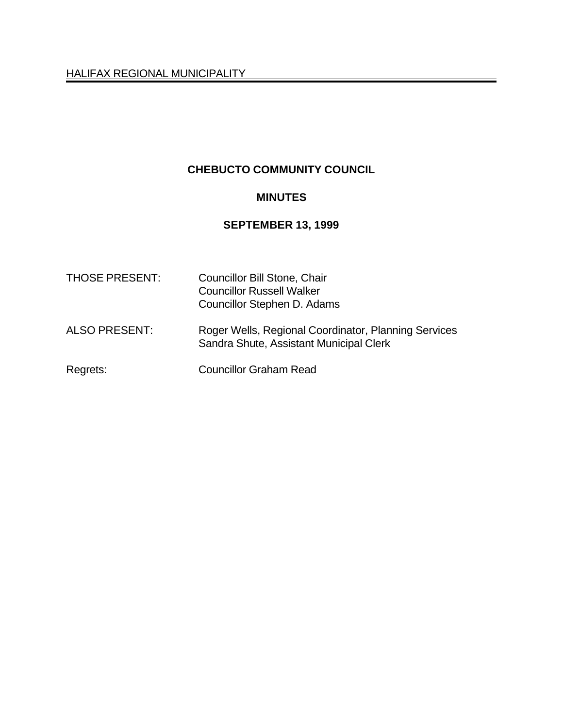HALIFAX REGIONAL MUNICIPALITY

# CHEBUCTO COMMUNITY COUNCIL

## MINUTES

## SEPTEMBER 13, 1999

| | |
|---|---|
| THOSE PRESENT: | Councillor Bill Stone, Chair<br>Councillor Russell Walker<br>Councillor Stephen D. Adams |
| ALSO PRESENT: | Roger Wells, Regional Coordinator, Planning Services<br>Sandra Shute, Assistant Municipal Clerk |
| Regrets: | Councillor Graham Read |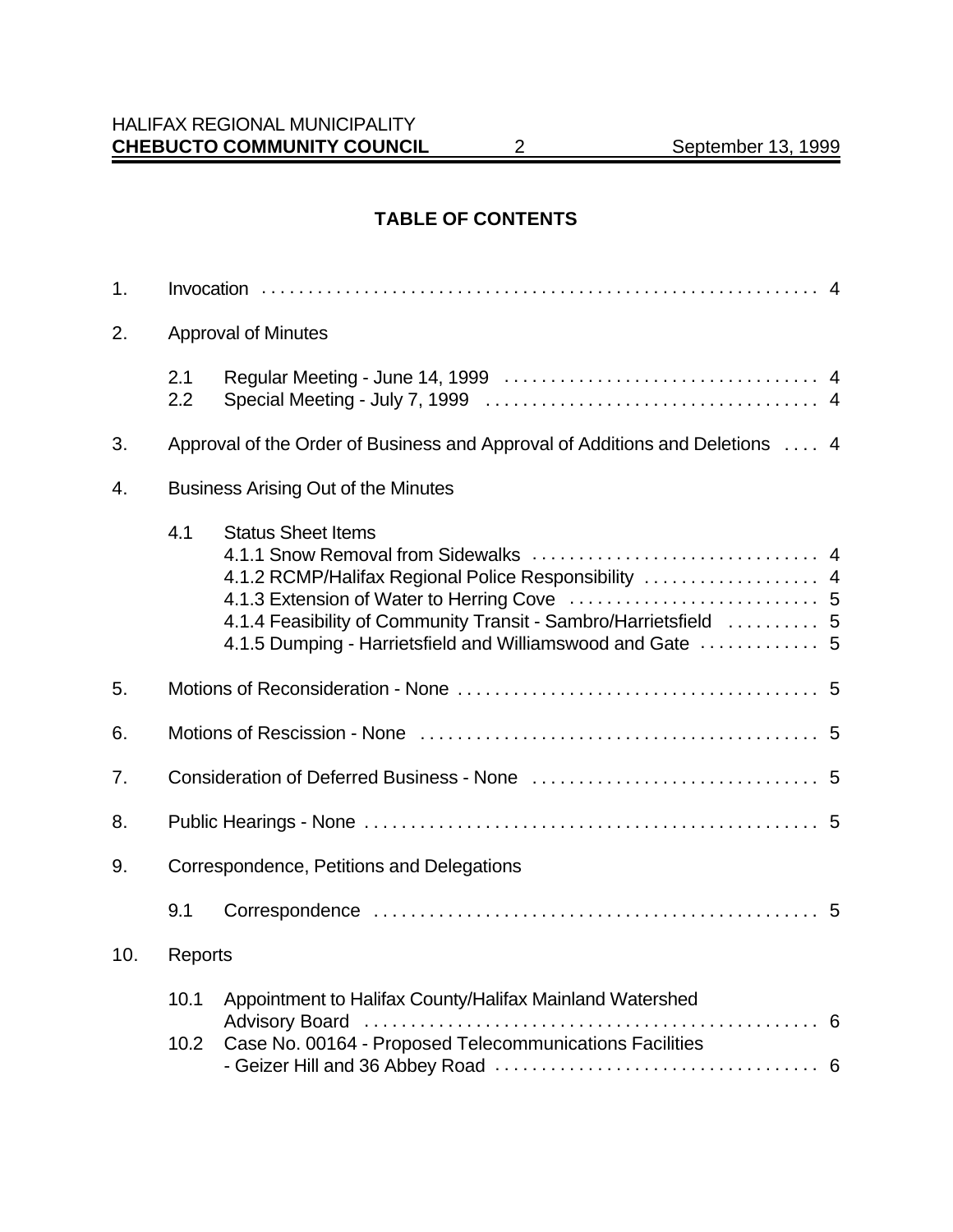## TABLE OF CONTENTS

1. Invocation . . . . . . . . . . . . . . . . . . . . . . . . . . . . . . . . . . . . . . . . . . . . . . . . . . . . . . . . . . . . 4

2. Approval of Minutes

   2.1 Regular Meeting - June 14, 1999 . . . . . . . . . . . . . . . . . . . . . . . . . . . . . . . . . . 4
   2.2 Special Meeting - July 7, 1999 . . . . . . . . . . . . . . . . . . . . . . . . . . . . . . . . . . . 4

3. Approval of the Order of Business and Approval of Additions and Deletions . . . . 4

4. Business Arising Out of the Minutes

   4.1 Status Sheet Items
   4.1.1 Snow Removal from Sidewalks . . . . . . . . . . . . . . . . . . . . . . . . . . . . . . . 4
   4.1.2 RCMP/Halifax Regional Police Responsibility . . . . . . . . . . . . . . . . . . . 4
   4.1.3 Extension of Water to Herring Cove . . . . . . . . . . . . . . . . . . . . . . . . . . 5
   4.1.4 Feasibility of Community Transit - Sambro/Harrietsfield . . . . . . . . . . 5
   4.1.5 Dumping - Harrietsfield and Williamswood and Gate . . . . . . . . . . . . . 5

5. Motions of Reconsideration - None . . . . . . . . . . . . . . . . . . . . . . . . . . . . . . . . . . . . . . 5

6. Motions of Rescission - None . . . . . . . . . . . . . . . . . . . . . . . . . . . . . . . . . . . . . . . . . . 5

7. Consideration of Deferred Business - None . . . . . . . . . . . . . . . . . . . . . . . . . . . . . . . 5

8. Public Hearings - None . . . . . . . . . . . . . . . . . . . . . . . . . . . . . . . . . . . . . . . . . . . . . . . . . 5

9. Correspondence, Petitions and Delegations

   9.1 Correspondence . . . . . . . . . . . . . . . . . . . . . . . . . . . . . . . . . . . . . . . . . . . . . . . . 5

10. Reports

    10.1 Appointment to Halifax County/Halifax Mainland Watershed Advisory Board . . . . . . . . . . . . . . . . . . . . . . . . . . . . . . . . . . . . . . . . . . . . . . . . . 6
    10.2 Case No. 00164 - Proposed Telecommunications Facilities - Geizer Hill and 36 Abbey Road . . . . . . . . . . . . . . . . . . . . . . . . . . . . . . . . . . . 6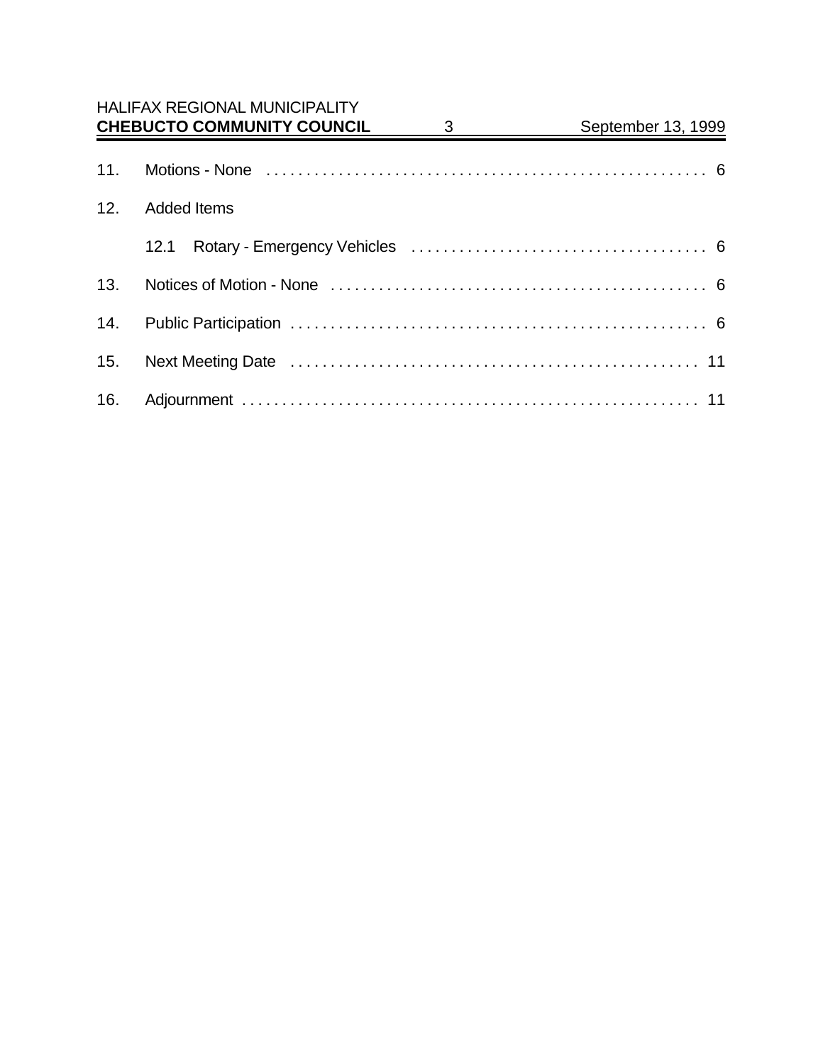11. Motions - None . . . . . . . . . . . . . . . . . . . . . . . . . . . . . . . . . . . . . . . . . . . . . . . . . . . . . . . . 6

12. Added Items

    12.1 Rotary - Emergency Vehicles . . . . . . . . . . . . . . . . . . . . . . . . . . . . . . . . . . . . . 6

13. Notices of Motion - None . . . . . . . . . . . . . . . . . . . . . . . . . . . . . . . . . . . . . . . . . . . . . . . 6

14. Public Participation . . . . . . . . . . . . . . . . . . . . . . . . . . . . . . . . . . . . . . . . . . . . . . . . . . . . 6

15. Next Meeting Date . . . . . . . . . . . . . . . . . . . . . . . . . . . . . . . . . . . . . . . . . . . . . . . . . . . 11

16. Adjournment . . . . . . . . . . . . . . . . . . . . . . . . . . . . . . . . . . . . . . . . . . . . . . . . . . . . . . . . 11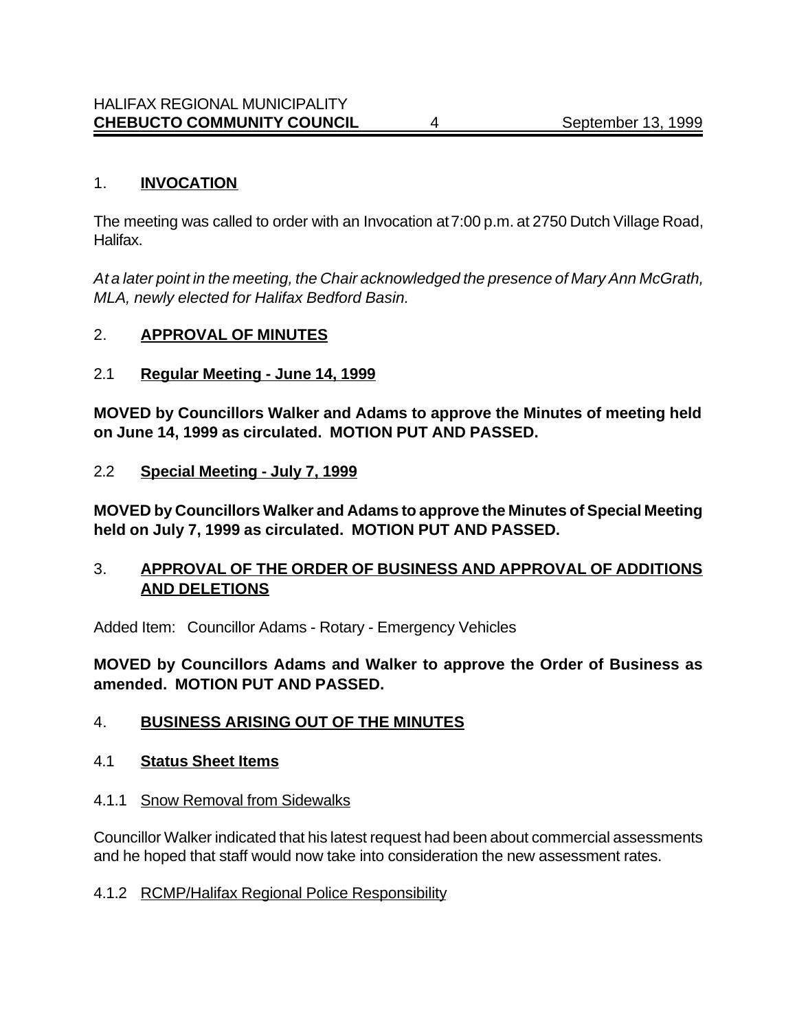## 1. **INVOCATION**

The meeting was called to order with an Invocation at 7:00 p.m. at 2750 Dutch Village Road, Halifax.

*At a later point in the meeting, the Chair acknowledged the presence of Mary Ann McGrath, MLA, newly elected for Halifax Bedford Basin.*

## 2. **APPROVAL OF MINUTES**

### 2.1 **Regular Meeting - June 14, 1999**

**MOVED by Councillors Walker and Adams to approve the Minutes of meeting held on June 14, 1999 as circulated. MOTION PUT AND PASSED.**

### 2.2 **Special Meeting - July 7, 1999**

**MOVED by Councillors Walker and Adams to approve the Minutes of Special Meeting held on July 7, 1999 as circulated. MOTION PUT AND PASSED.**

## 3. **APPROVAL OF THE ORDER OF BUSINESS AND APPROVAL OF ADDITIONS AND DELETIONS**

Added Item: Councillor Adams - Rotary - Emergency Vehicles

**MOVED by Councillors Adams and Walker to approve the Order of Business as amended. MOTION PUT AND PASSED.**

## 4. **BUSINESS ARISING OUT OF THE MINUTES**

### 4.1 **Status Sheet Items**

#### 4.1.1 Snow Removal from Sidewalks

Councillor Walker indicated that his latest request had been about commercial assessments and he hoped that staff would now take into consideration the new assessment rates.

#### 4.1.2 RCMP/Halifax Regional Police Responsibility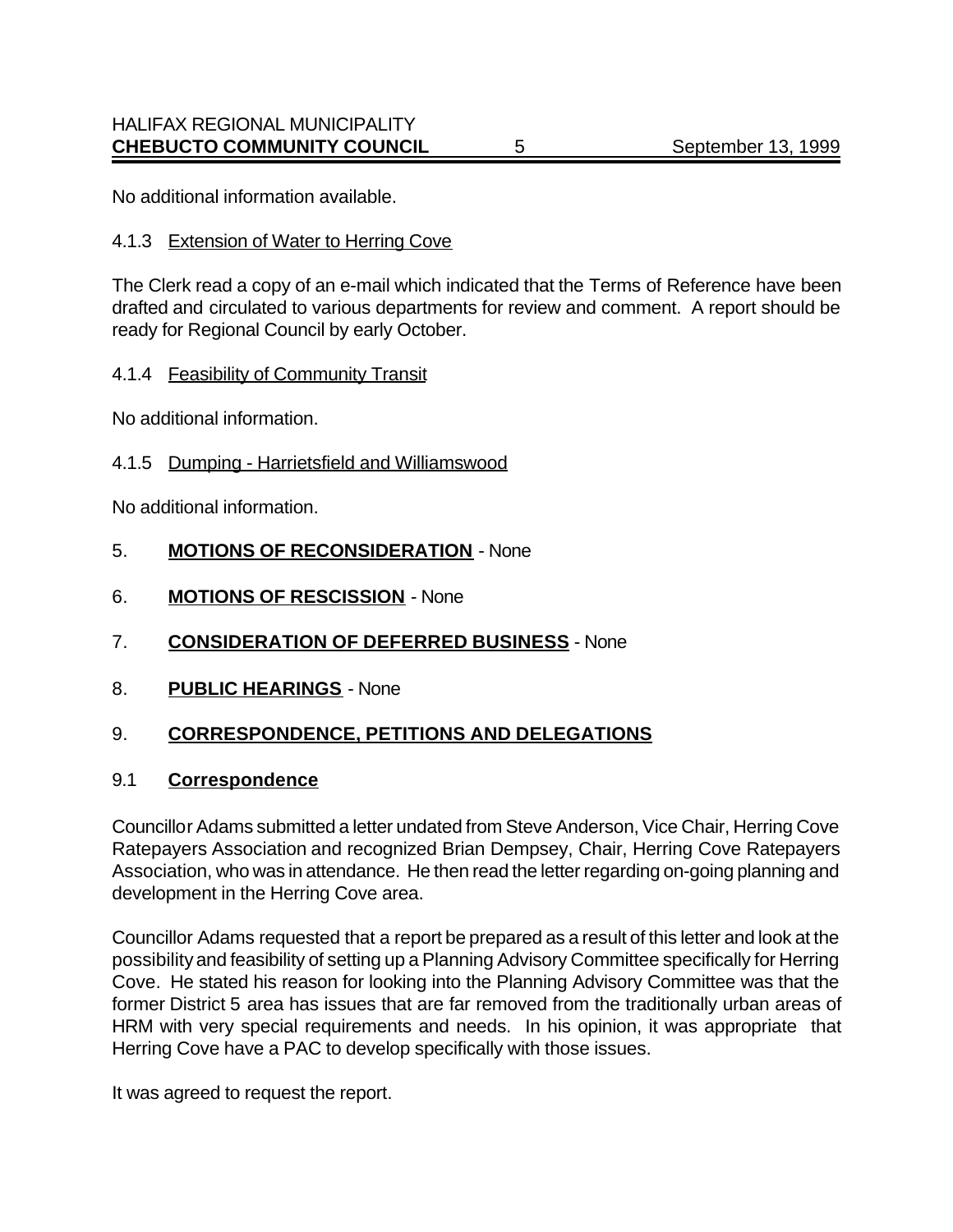No additional information available.

4.1.3 Extension of Water to Herring Cove

The Clerk read a copy of an e-mail which indicated that the Terms of Reference have been drafted and circulated to various departments for review and comment. A report should be ready for Regional Council by early October.

4.1.4 Feasibility of Community Transit

No additional information.

4.1.5 Dumping - Harrietsfield and Williamswood

No additional information.

## 5. MOTIONS OF RECONSIDERATION - None

## 6. MOTIONS OF RESCISSION - None

## 7. CONSIDERATION OF DEFERRED BUSINESS - None

## 8. PUBLIC HEARINGS - None

## 9. CORRESPONDENCE, PETITIONS AND DELEGATIONS

### 9.1 Correspondence

Councillor Adams submitted a letter undated from Steve Anderson, Vice Chair, Herring Cove Ratepayers Association and recognized Brian Dempsey, Chair, Herring Cove Ratepayers Association, who was in attendance. He then read the letter regarding on-going planning and development in the Herring Cove area.

Councillor Adams requested that a report be prepared as a result of this letter and look at the possibility and feasibility of setting up a Planning Advisory Committee specifically for Herring Cove. He stated his reason for looking into the Planning Advisory Committee was that the former District 5 area has issues that are far removed from the traditionally urban areas of HRM with very special requirements and needs. In his opinion, it was appropriate that Herring Cove have a PAC to develop specifically with those issues.

It was agreed to request the report.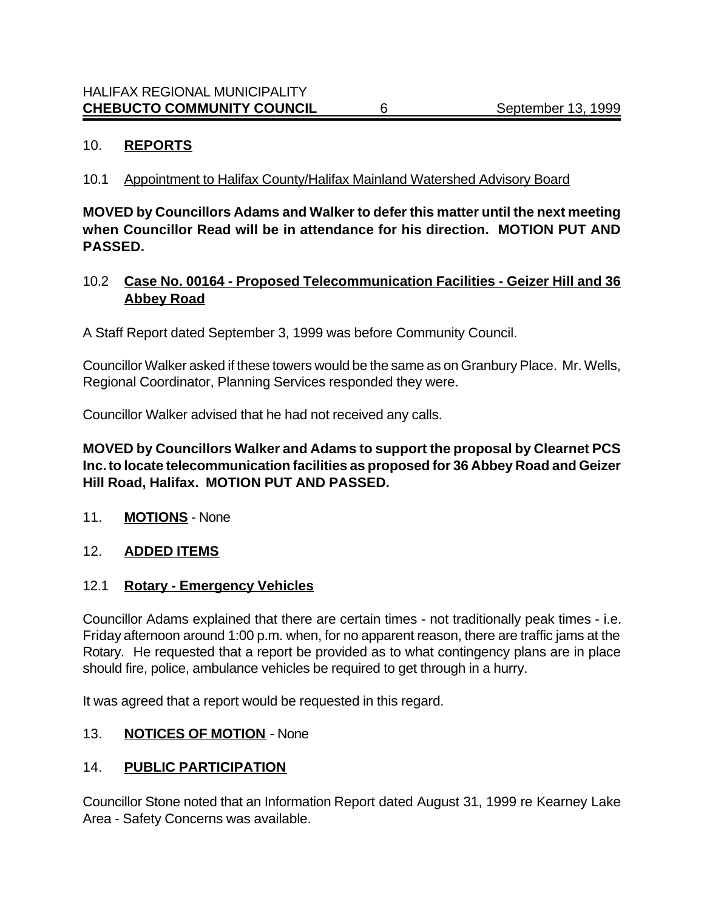## 10. **REPORTS**

10.1 Appointment to Halifax County/Halifax Mainland Watershed Advisory Board

**MOVED by Councillors Adams and Walker to defer this matter until the next meeting when Councillor Read will be in attendance for his direction. MOTION PUT AND PASSED.**

### 10.2 **Case No. 00164 - Proposed Telecommunication Facilities - Geizer Hill and 36 Abbey Road**

A Staff Report dated September 3, 1999 was before Community Council.

Councillor Walker asked if these towers would be the same as on Granbury Place. Mr. Wells, Regional Coordinator, Planning Services responded they were.

Councillor Walker advised that he had not received any calls.

**MOVED by Councillors Walker and Adams to support the proposal by Clearnet PCS Inc. to locate telecommunication facilities as proposed for 36 Abbey Road and Geizer Hill Road, Halifax. MOTION PUT AND PASSED.**

## 11. **MOTIONS** - None

## 12. **ADDED ITEMS**

### 12.1 **Rotary - Emergency Vehicles**

Councillor Adams explained that there are certain times - not traditionally peak times - i.e. Friday afternoon around 1:00 p.m. when, for no apparent reason, there are traffic jams at the Rotary. He requested that a report be provided as to what contingency plans are in place should fire, police, ambulance vehicles be required to get through in a hurry.

It was agreed that a report would be requested in this regard.

## 13. **NOTICES OF MOTION** - None

## 14. **PUBLIC PARTICIPATION**

Councillor Stone noted that an Information Report dated August 31, 1999 re Kearney Lake Area - Safety Concerns was available.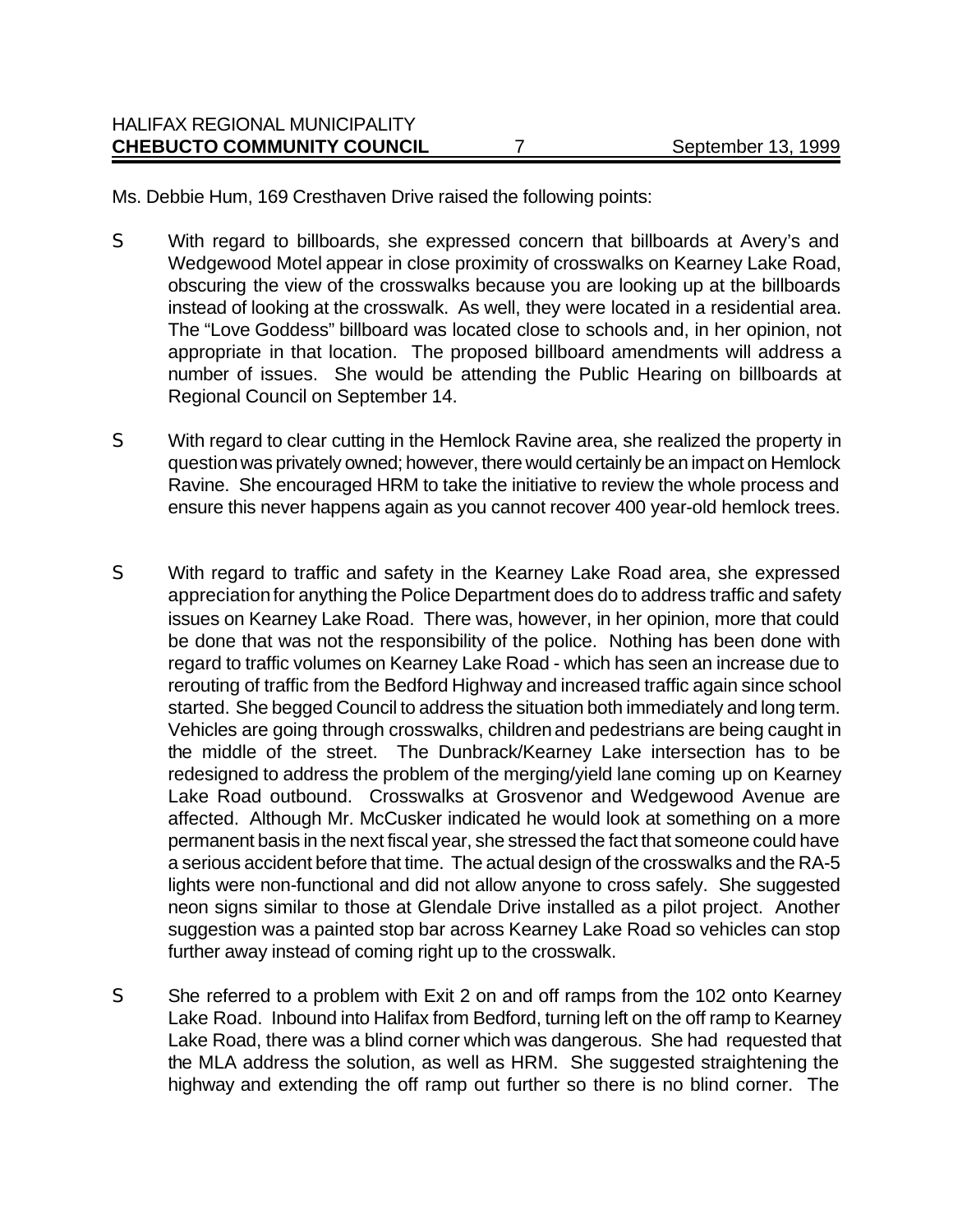Ms. Debbie Hum, 169 Cresthaven Drive raised the following points:

- With regard to billboards, she expressed concern that billboards at Avery's and Wedgewood Motel appear in close proximity of crosswalks on Kearney Lake Road, obscuring the view of the crosswalks because you are looking up at the billboards instead of looking at the crosswalk. As well, they were located in a residential area. The "Love Goddess" billboard was located close to schools and, in her opinion, not appropriate in that location. The proposed billboard amendments will address a number of issues. She would be attending the Public Hearing on billboards at Regional Council on September 14.

- With regard to clear cutting in the Hemlock Ravine area, she realized the property in question was privately owned; however, there would certainly be an impact on Hemlock Ravine. She encouraged HRM to take the initiative to review the whole process and ensure this never happens again as you cannot recover 400 year-old hemlock trees.

- With regard to traffic and safety in the Kearney Lake Road area, she expressed appreciation for anything the Police Department does do to address traffic and safety issues on Kearney Lake Road. There was, however, in her opinion, more that could be done that was not the responsibility of the police. Nothing has been done with regard to traffic volumes on Kearney Lake Road - which has seen an increase due to rerouting of traffic from the Bedford Highway and increased traffic again since school started. She begged Council to address the situation both immediately and long term. Vehicles are going through crosswalks, children and pedestrians are being caught in the middle of the street. The Dunbrack/Kearney Lake intersection has to be redesigned to address the problem of the merging/yield lane coming up on Kearney Lake Road outbound. Crosswalks at Grosvenor and Wedgewood Avenue are affected. Although Mr. McCusker indicated he would look at something on a more permanent basis in the next fiscal year, she stressed the fact that someone could have a serious accident before that time. The actual design of the crosswalks and the RA-5 lights were non-functional and did not allow anyone to cross safely. She suggested neon signs similar to those at Glendale Drive installed as a pilot project. Another suggestion was a painted stop bar across Kearney Lake Road so vehicles can stop further away instead of coming right up to the crosswalk.

- She referred to a problem with Exit 2 on and off ramps from the 102 onto Kearney Lake Road. Inbound into Halifax from Bedford, turning left on the off ramp to Kearney Lake Road, there was a blind corner which was dangerous. She had requested that the MLA address the solution, as well as HRM. She suggested straightening the highway and extending the off ramp out further so there is no blind corner. The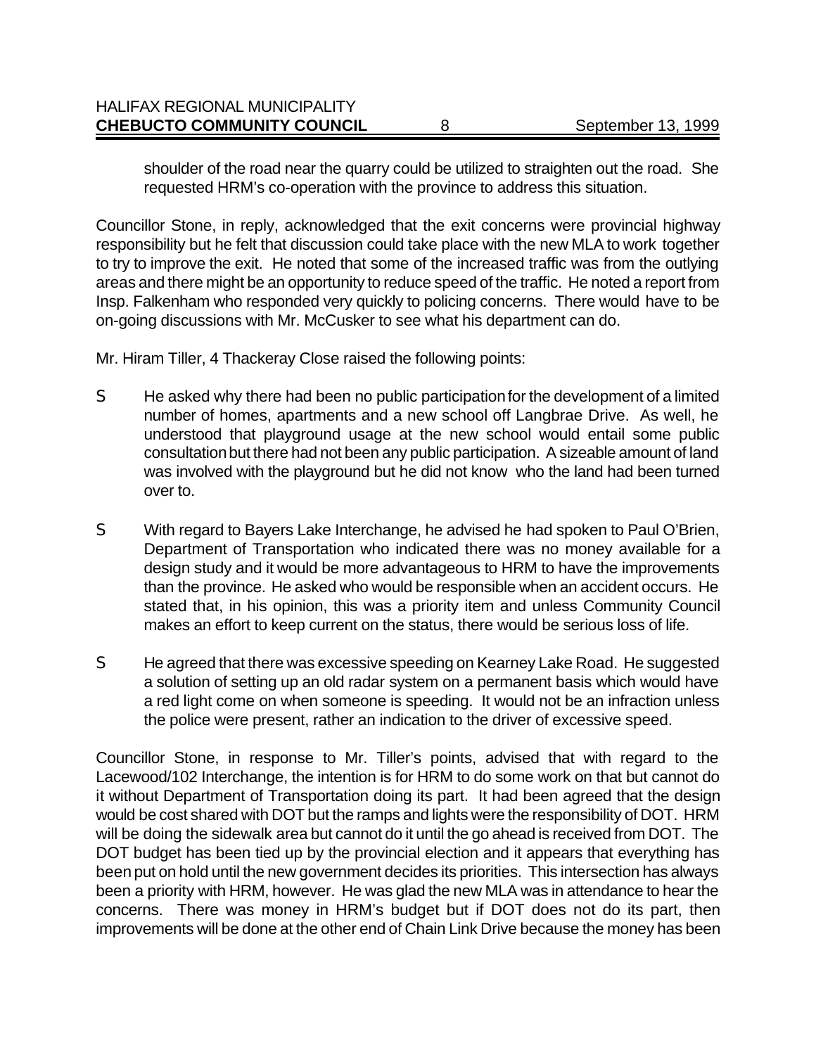shoulder of the road near the quarry could be utilized to straighten out the road. She requested HRM's co-operation with the province to address this situation.

Councillor Stone, in reply, acknowledged that the exit concerns were provincial highway responsibility but he felt that discussion could take place with the new MLA to work together to try to improve the exit. He noted that some of the increased traffic was from the outlying areas and there might be an opportunity to reduce speed of the traffic. He noted a report from Insp. Falkenham who responded very quickly to policing concerns. There would have to be on-going discussions with Mr. McCusker to see what his department can do.

Mr. Hiram Tiller, 4 Thackeray Close raised the following points:

- He asked why there had been no public participation for the development of a limited number of homes, apartments and a new school off Langbrae Drive. As well, he understood that playground usage at the new school would entail some public consultation but there had not been any public participation. A sizeable amount of land was involved with the playground but he did not know who the land had been turned over to.

- With regard to Bayers Lake Interchange, he advised he had spoken to Paul O'Brien, Department of Transportation who indicated there was no money available for a design study and it would be more advantageous to HRM to have the improvements than the province. He asked who would be responsible when an accident occurs. He stated that, in his opinion, this was a priority item and unless Community Council makes an effort to keep current on the status, there would be serious loss of life.

- He agreed that there was excessive speeding on Kearney Lake Road. He suggested a solution of setting up an old radar system on a permanent basis which would have a red light come on when someone is speeding. It would not be an infraction unless the police were present, rather an indication to the driver of excessive speed.

Councillor Stone, in response to Mr. Tiller's points, advised that with regard to the Lacewood/102 Interchange, the intention is for HRM to do some work on that but cannot do it without Department of Transportation doing its part. It had been agreed that the design would be cost shared with DOT but the ramps and lights were the responsibility of DOT. HRM will be doing the sidewalk area but cannot do it until the go ahead is received from DOT. The DOT budget has been tied up by the provincial election and it appears that everything has been put on hold until the new government decides its priorities. This intersection has always been a priority with HRM, however. He was glad the new MLA was in attendance to hear the concerns. There was money in HRM's budget but if DOT does not do its part, then improvements will be done at the other end of Chain Link Drive because the money has been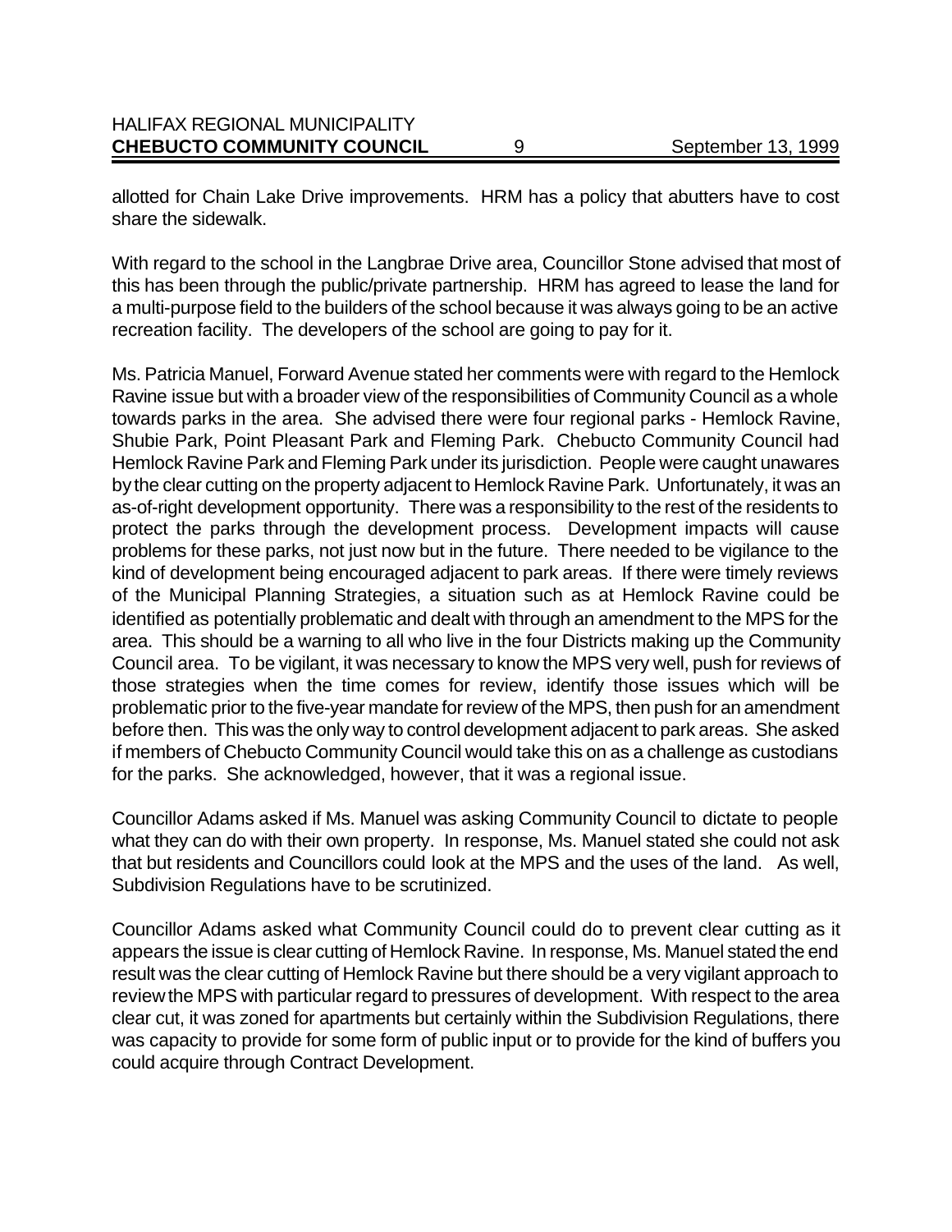allotted for Chain Lake Drive improvements. HRM has a policy that abutters have to cost share the sidewalk.

With regard to the school in the Langbrae Drive area, Councillor Stone advised that most of this has been through the public/private partnership. HRM has agreed to lease the land for a multi-purpose field to the builders of the school because it was always going to be an active recreation facility. The developers of the school are going to pay for it.

Ms. Patricia Manuel, Forward Avenue stated her comments were with regard to the Hemlock Ravine issue but with a broader view of the responsibilities of Community Council as a whole towards parks in the area. She advised there were four regional parks - Hemlock Ravine, Shubie Park, Point Pleasant Park and Fleming Park. Chebucto Community Council had Hemlock Ravine Park and Fleming Park under its jurisdiction. People were caught unawares by the clear cutting on the property adjacent to Hemlock Ravine Park. Unfortunately, it was an as-of-right development opportunity. There was a responsibility to the rest of the residents to protect the parks through the development process. Development impacts will cause problems for these parks, not just now but in the future. There needed to be vigilance to the kind of development being encouraged adjacent to park areas. If there were timely reviews of the Municipal Planning Strategies, a situation such as at Hemlock Ravine could be identified as potentially problematic and dealt with through an amendment to the MPS for the area. This should be a warning to all who live in the four Districts making up the Community Council area. To be vigilant, it was necessary to know the MPS very well, push for reviews of those strategies when the time comes for review, identify those issues which will be problematic prior to the five-year mandate for review of the MPS, then push for an amendment before then. This was the only way to control development adjacent to park areas. She asked if members of Chebucto Community Council would take this on as a challenge as custodians for the parks. She acknowledged, however, that it was a regional issue.

Councillor Adams asked if Ms. Manuel was asking Community Council to dictate to people what they can do with their own property. In response, Ms. Manuel stated she could not ask that but residents and Councillors could look at the MPS and the uses of the land. As well, Subdivision Regulations have to be scrutinized.

Councillor Adams asked what Community Council could do to prevent clear cutting as it appears the issue is clear cutting of Hemlock Ravine. In response, Ms. Manuel stated the end result was the clear cutting of Hemlock Ravine but there should be a very vigilant approach to review the MPS with particular regard to pressures of development. With respect to the area clear cut, it was zoned for apartments but certainly within the Subdivision Regulations, there was capacity to provide for some form of public input or to provide for the kind of buffers you could acquire through Contract Development.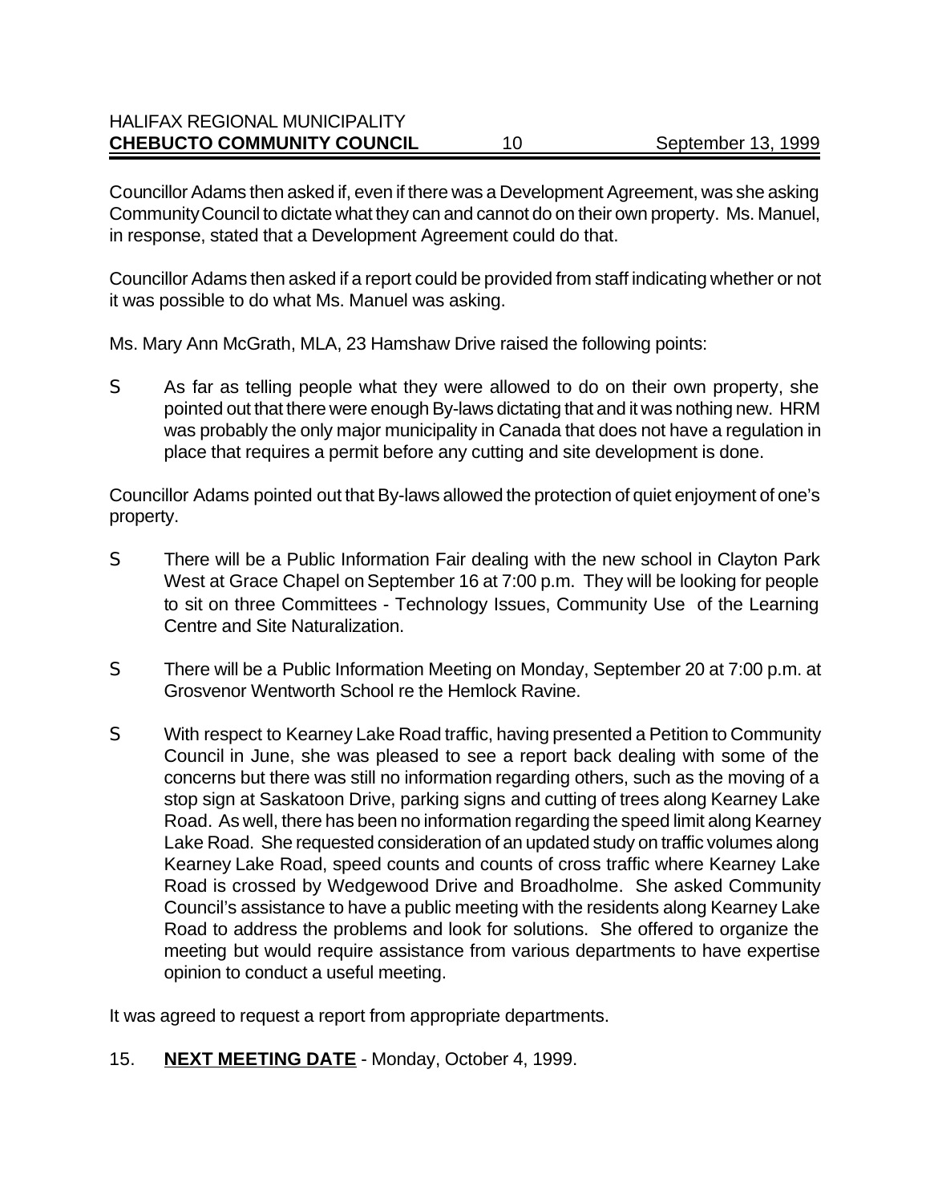Councillor Adams then asked if, even if there was a Development Agreement, was she asking Community Council to dictate what they can and cannot do on their own property. Ms. Manuel, in response, stated that a Development Agreement could do that.

Councillor Adams then asked if a report could be provided from staff indicating whether or not it was possible to do what Ms. Manuel was asking.

Ms. Mary Ann McGrath, MLA, 23 Hamshaw Drive raised the following points:

- As far as telling people what they were allowed to do on their own property, she pointed out that there were enough By-laws dictating that and it was nothing new. HRM was probably the only major municipality in Canada that does not have a regulation in place that requires a permit before any cutting and site development is done.

Councillor Adams pointed out that By-laws allowed the protection of quiet enjoyment of one's property.

- There will be a Public Information Fair dealing with the new school in Clayton Park West at Grace Chapel on September 16 at 7:00 p.m. They will be looking for people to sit on three Committees - Technology Issues, Community Use of the Learning Centre and Site Naturalization.

- There will be a Public Information Meeting on Monday, September 20 at 7:00 p.m. at Grosvenor Wentworth School re the Hemlock Ravine.

- With respect to Kearney Lake Road traffic, having presented a Petition to Community Council in June, she was pleased to see a report back dealing with some of the concerns but there was still no information regarding others, such as the moving of a stop sign at Saskatoon Drive, parking signs and cutting of trees along Kearney Lake Road. As well, there has been no information regarding the speed limit along Kearney Lake Road. She requested consideration of an updated study on traffic volumes along Kearney Lake Road, speed counts and counts of cross traffic where Kearney Lake Road is crossed by Wedgewood Drive and Broadholme. She asked Community Council's assistance to have a public meeting with the residents along Kearney Lake Road to address the problems and look for solutions. She offered to organize the meeting but would require assistance from various departments to have expertise opinion to conduct a useful meeting.

It was agreed to request a report from appropriate departments.

15. **NEXT MEETING DATE** - Monday, October 4, 1999.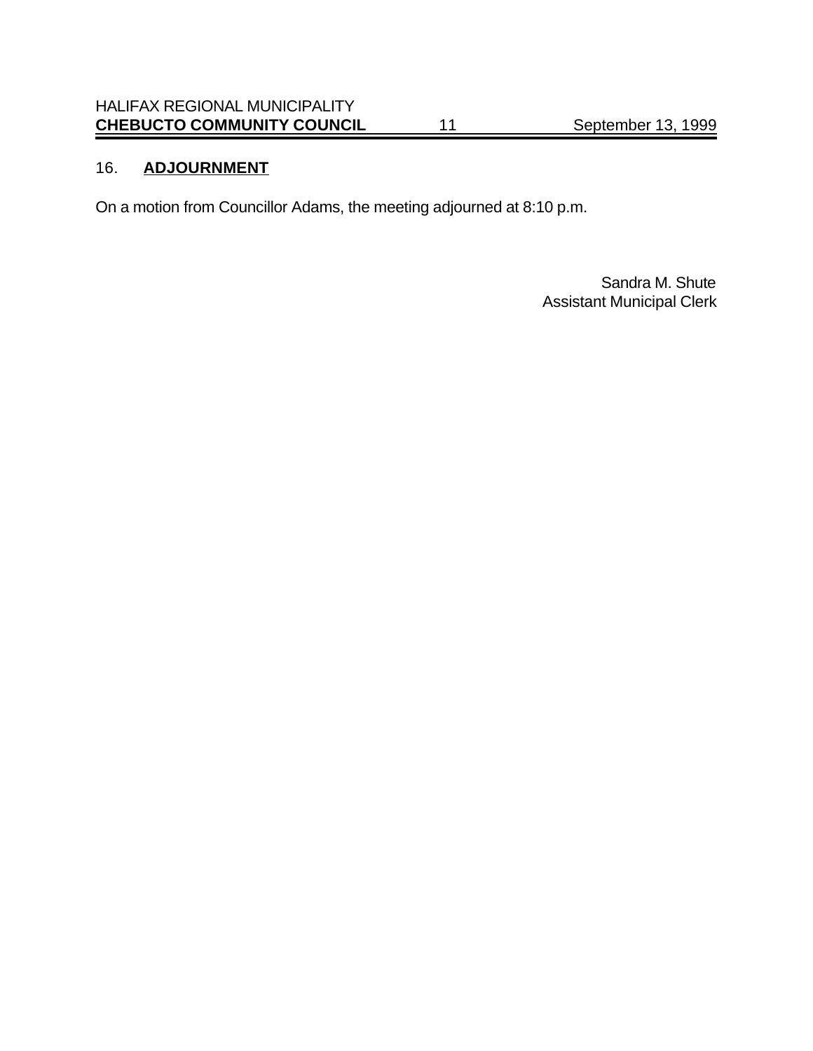## 16. ADJOURNMENT

On a motion from Councillor Adams, the meeting adjourned at 8:10 p.m.

Sandra M. Shute
Assistant Municipal Clerk